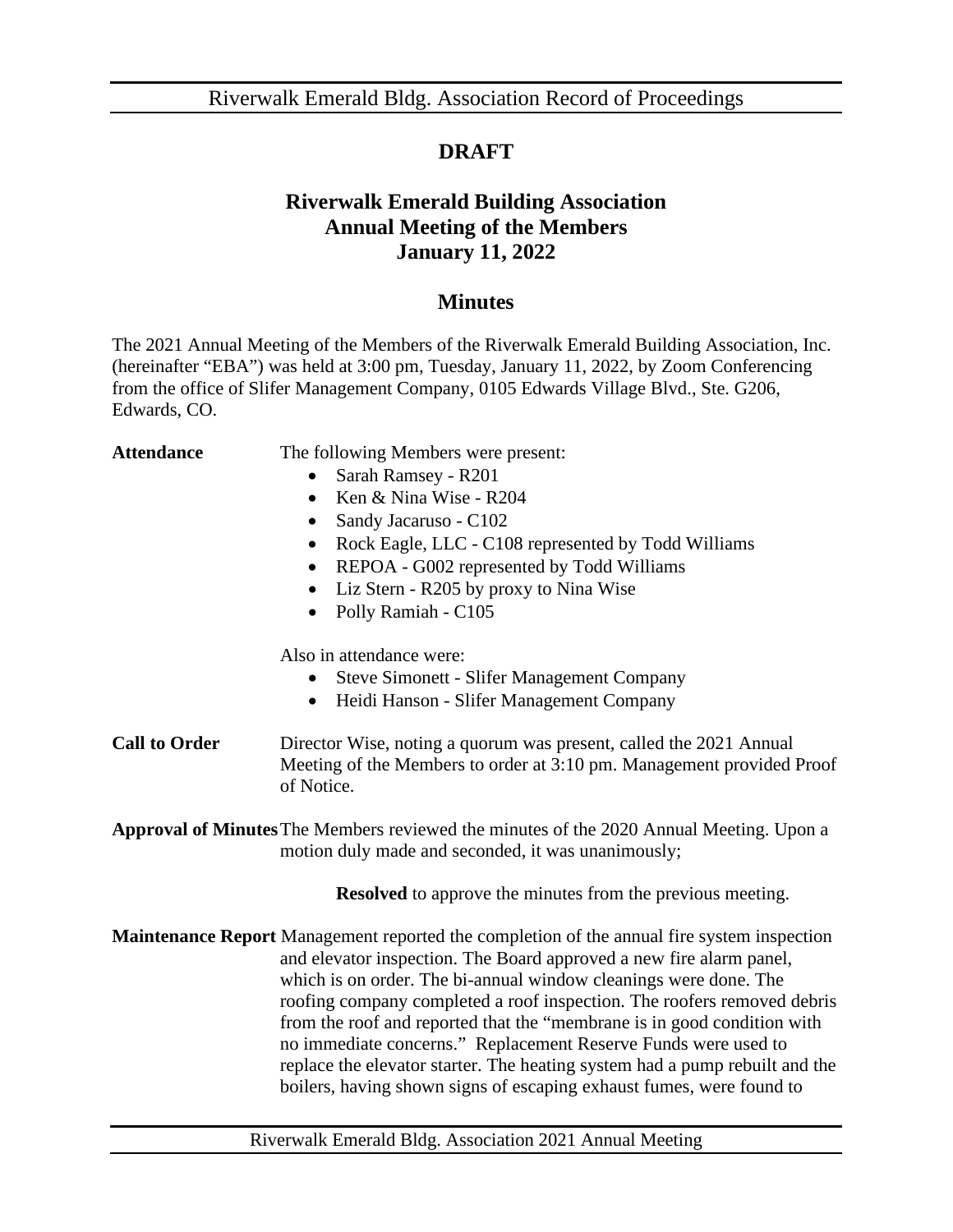**DRAFT**

# Riverwalk Emerald Building Association
# Annual Meeting of the Members
# January 11, 2022

## Minutes

The 2021 Annual Meeting of the Members of the Riverwalk Emerald Building Association, Inc. (hereinafter "EBA") was held at 3:00 pm, Tuesday, January 11, 2022, by Zoom Conferencing from the office of Slifer Management Company, 0105 Edwards Village Blvd., Ste. G206, Edwards, CO.

**Attendance**

The following Members were present:

- Sarah Ramsey - R201
- Ken & Nina Wise - R204
- Sandy Jacaruso - C102
- Rock Eagle, LLC - C108 represented by Todd Williams
- REPOA - G002 represented by Todd Williams
- Liz Stern - R205 by proxy to Nina Wise
- Polly Ramiah - C105

Also in attendance were:

- Steve Simonett - Slifer Management Company
- Heidi Hanson - Slifer Management Company

**Call to Order**

Director Wise, noting a quorum was present, called the 2021 Annual Meeting of the Members to order at 3:10 pm. Management provided Proof of Notice.

**Approval of Minutes**

The Members reviewed the minutes of the 2020 Annual Meeting. Upon a motion duly made and seconded, it was unanimously;

**Resolved** to approve the minutes from the previous meeting.

**Maintenance Report**

Management reported the completion of the annual fire system inspection and elevator inspection. The Board approved a new fire alarm panel, which is on order. The bi-annual window cleanings were done. The roofing company completed a roof inspection. The roofers removed debris from the roof and reported that the "membrane is in good condition with no immediate concerns." Replacement Reserve Funds were used to replace the elevator starter. The heating system had a pump rebuilt and the boilers, having shown signs of escaping exhaust fumes, were found to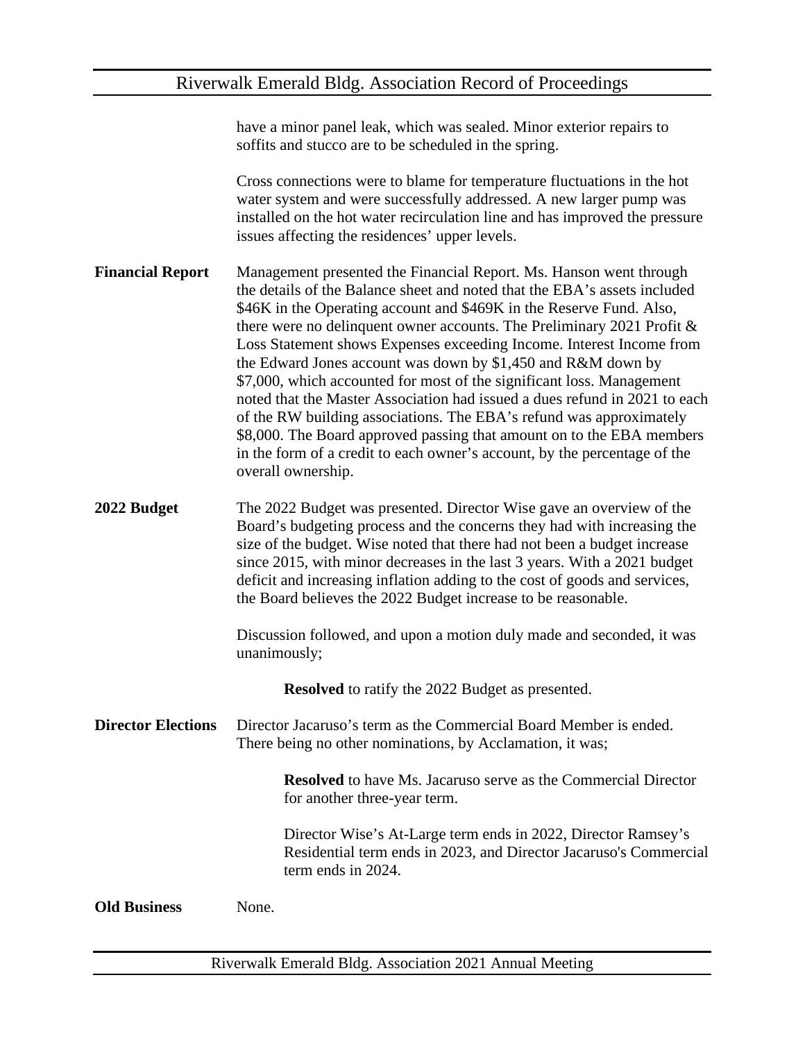have a minor panel leak, which was sealed. Minor exterior repairs to soffits and stucco are to be scheduled in the spring.

Cross connections were to blame for temperature fluctuations in the hot water system and were successfully addressed. A new larger pump was installed on the hot water recirculation line and has improved the pressure issues affecting the residences' upper levels.

**Financial Report**

Management presented the Financial Report. Ms. Hanson went through the details of the Balance sheet and noted that the EBA's assets included $46K in the Operating account and $469K in the Reserve Fund. Also, there were no delinquent owner accounts. The Preliminary 2021 Profit & Loss Statement shows Expenses exceeding Income. Interest Income from the Edward Jones account was down by $1,450 and R&M down by $7,000, which accounted for most of the significant loss. Management noted that the Master Association had issued a dues refund in 2021 to each of the RW building associations. The EBA's refund was approximately $8,000. The Board approved passing that amount on to the EBA members in the form of a credit to each owner's account, by the percentage of the overall ownership.

**2022 Budget**

The 2022 Budget was presented. Director Wise gave an overview of the Board's budgeting process and the concerns they had with increasing the size of the budget. Wise noted that there had not been a budget increase since 2015, with minor decreases in the last 3 years. With a 2021 budget deficit and increasing inflation adding to the cost of goods and services, the Board believes the 2022 Budget increase to be reasonable.

Discussion followed, and upon a motion duly made and seconded, it was unanimously;

> **Resolved** to ratify the 2022 Budget as presented.

**Director Elections**

Director Jacaruso's term as the Commercial Board Member is ended. There being no other nominations, by Acclamation, it was;

> **Resolved** to have Ms. Jacaruso serve as the Commercial Director for another three-year term.
>
> Director Wise's At-Large term ends in 2022, Director Ramsey's Residential term ends in 2023, and Director Jacaruso's Commercial term ends in 2024.

**Old Business**

None.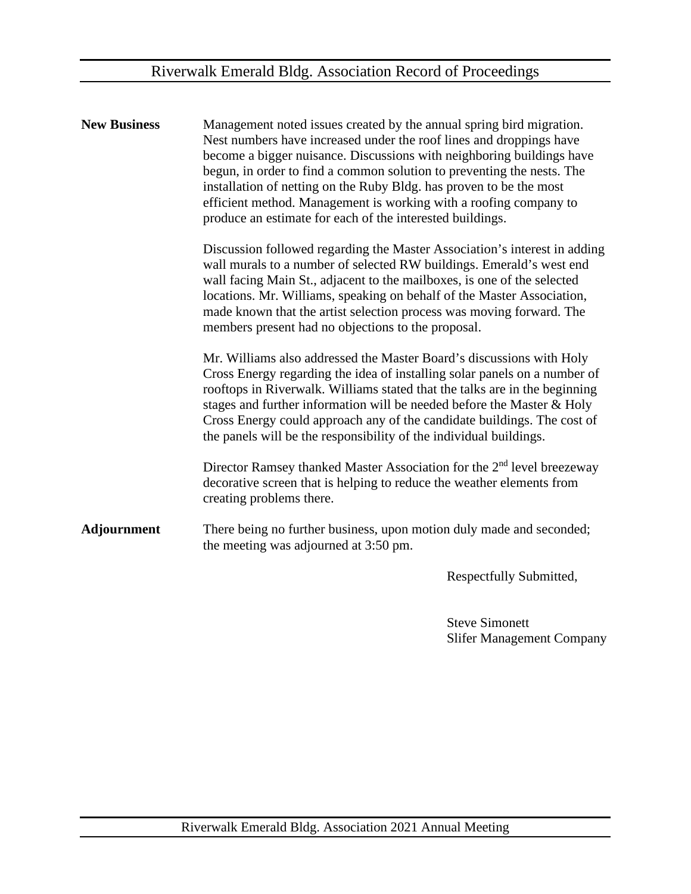**New Business**

Management noted issues created by the annual spring bird migration. Nest numbers have increased under the roof lines and droppings have become a bigger nuisance. Discussions with neighboring buildings have begun, in order to find a common solution to preventing the nests. The installation of netting on the Ruby Bldg. has proven to be the most efficient method. Management is working with a roofing company to produce an estimate for each of the interested buildings.

Discussion followed regarding the Master Association's interest in adding wall murals to a number of selected RW buildings. Emerald's west end wall facing Main St., adjacent to the mailboxes, is one of the selected locations. Mr. Williams, speaking on behalf of the Master Association, made known that the artist selection process was moving forward. The members present had no objections to the proposal.

Mr. Williams also addressed the Master Board's discussions with Holy Cross Energy regarding the idea of installing solar panels on a number of rooftops in Riverwalk. Williams stated that the talks are in the beginning stages and further information will be needed before the Master & Holy Cross Energy could approach any of the candidate buildings. The cost of the panels will be the responsibility of the individual buildings.

Director Ramsey thanked Master Association for the 2nd level breezeway decorative screen that is helping to reduce the weather elements from creating problems there.

**Adjournment**

There being no further business, upon motion duly made and seconded; the meeting was adjourned at 3:50 pm.

Respectfully Submitted,

Steve Simonett
Slifer Management Company